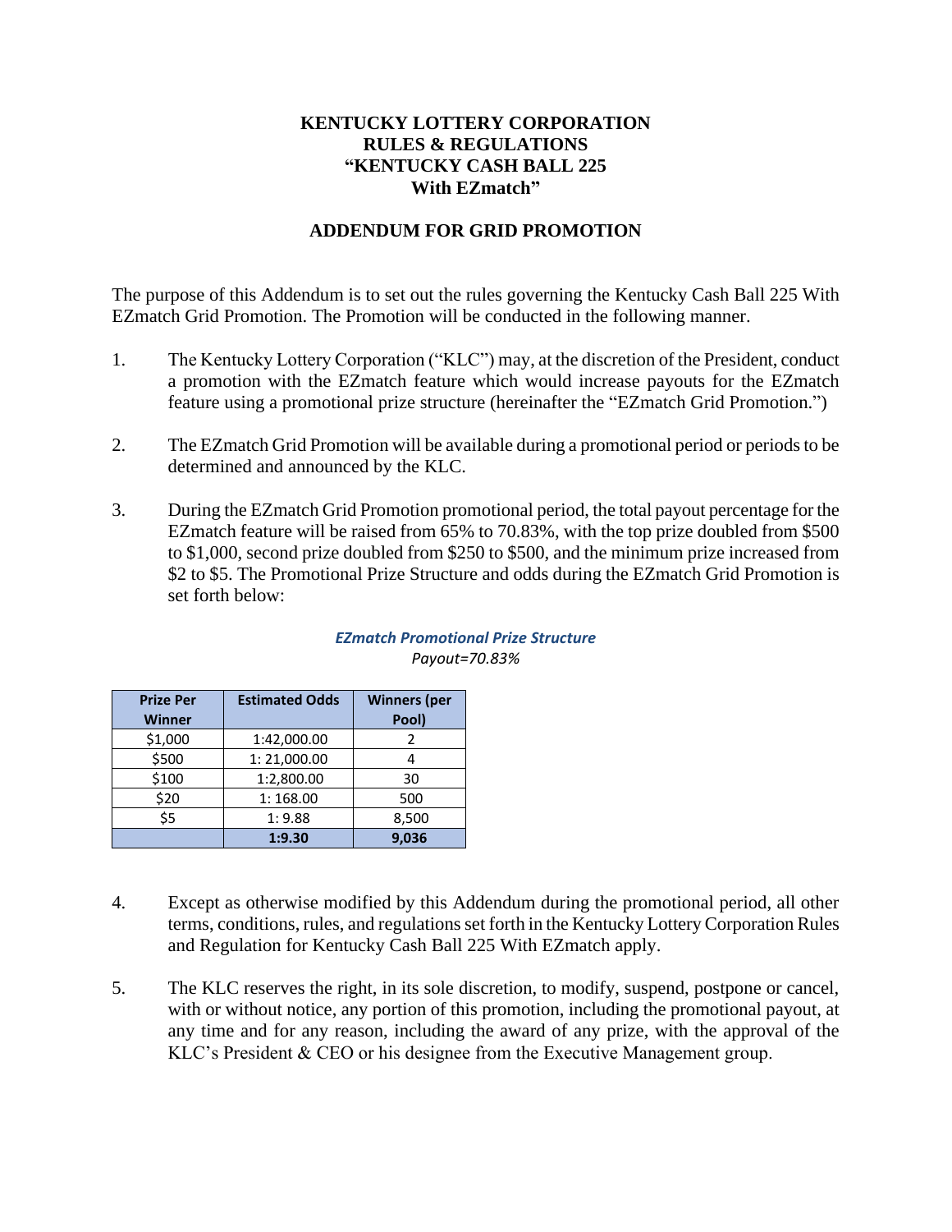# KENTUCKY LOTTERY CORPORATION
# RULES & REGULATIONS
# "KENTUCKY CASH BALL 225
# With EZmatch"

## ADDENDUM FOR GRID PROMOTION

The purpose of this Addendum is to set out the rules governing the Kentucky Cash Ball 225 With EZmatch Grid Promotion. The Promotion will be conducted in the following manner.

1. The Kentucky Lottery Corporation ("KLC") may, at the discretion of the President, conduct a promotion with the EZmatch feature which would increase payouts for the EZmatch feature using a promotional prize structure (hereinafter the "EZmatch Grid Promotion.")

2. The EZmatch Grid Promotion will be available during a promotional period or periods to be determined and announced by the KLC.

3. During the EZmatch Grid Promotion promotional period, the total payout percentage for the EZmatch feature will be raised from 65% to 70.83%, with the top prize doubled from $500 to $1,000, second prize doubled from $250 to $500, and the minimum prize increased from $2 to $5. The Promotional Prize Structure and odds during the EZmatch Grid Promotion is set forth below:

***EZmatch Promotional Prize Structure***

*Payout=70.83%*

| Prize Per Winner | Estimated Odds | Winners (per Pool) |
|---|---|---|
| $1,000 | 1:42,000.00 | 2 |
| $500 | 1: 21,000.00 | 4 |
| $100 | 1:2,800.00 | 30 |
| $20 | 1: 168.00 | 500 |
| $5 | 1: 9.88 | 8,500 |
| | **1:9.30** | **9,036** |

4. Except as otherwise modified by this Addendum during the promotional period, all other terms, conditions, rules, and regulations set forth in the Kentucky Lottery Corporation Rules and Regulation for Kentucky Cash Ball 225 With EZmatch apply.

5. The KLC reserves the right, in its sole discretion, to modify, suspend, postpone or cancel, with or without notice, any portion of this promotion, including the promotional payout, at any time and for any reason, including the award of any prize, with the approval of the KLC's President & CEO or his designee from the Executive Management group.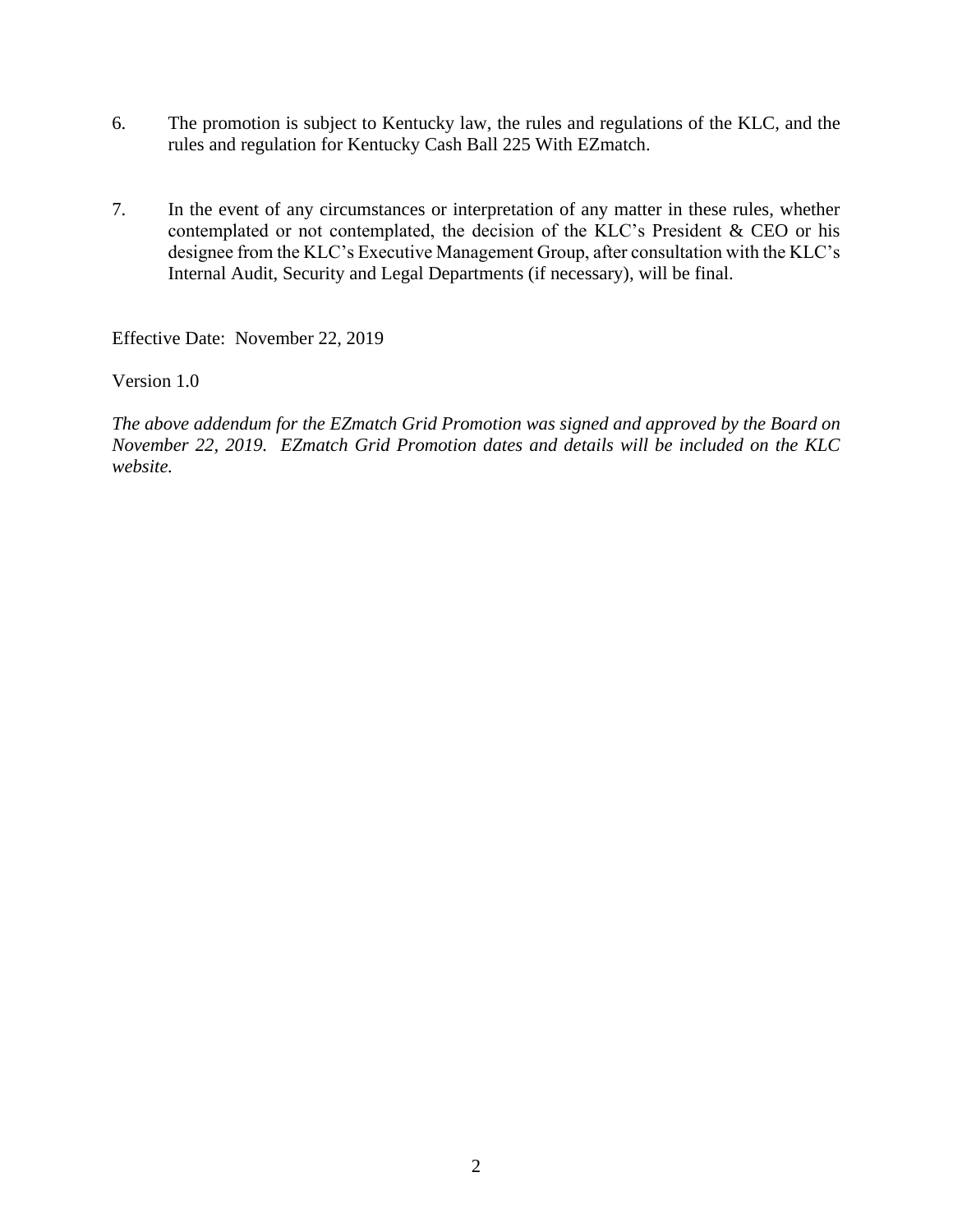6. The promotion is subject to Kentucky law, the rules and regulations of the KLC, and the rules and regulation for Kentucky Cash Ball 225 With EZmatch.

7. In the event of any circumstances or interpretation of any matter in these rules, whether contemplated or not contemplated, the decision of the KLC's President & CEO or his designee from the KLC's Executive Management Group, after consultation with the KLC's Internal Audit, Security and Legal Departments (if necessary), will be final.

Effective Date: November 22, 2019

Version 1.0

*The above addendum for the EZmatch Grid Promotion was signed and approved by the Board on November 22, 2019. EZmatch Grid Promotion dates and details will be included on the KLC website.*